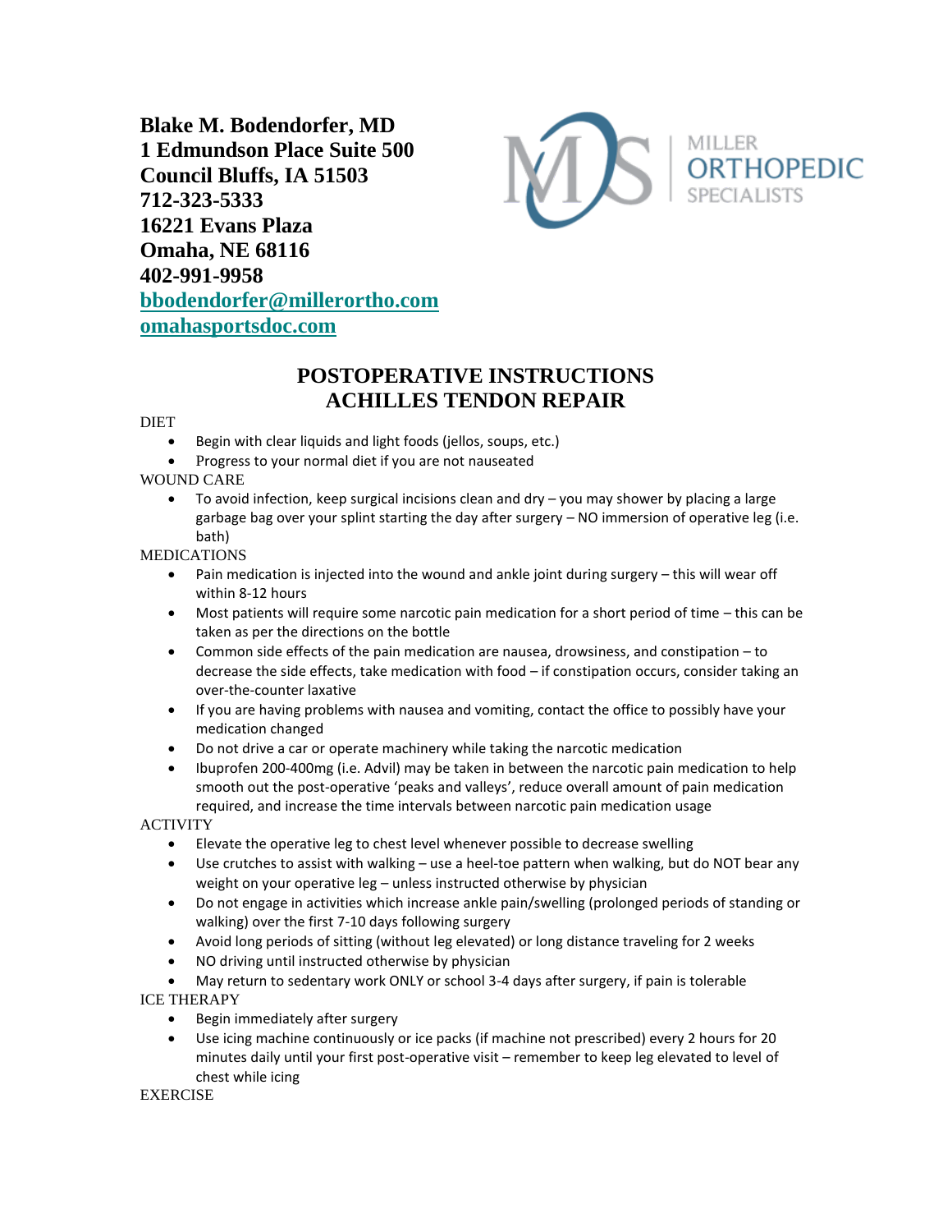**Blake M. Bodendorfer, MD**
**1 Edmundson Place Suite 500**
**Council Bluffs, IA 51503**
**712-323-5333**
**16221 Evans Plaza**
**Omaha, NE 68116**
**402-991-9958**
**bbodendorfer@millerortho.com**
**omahasportsdoc.com**

MILLER ORTHOPEDIC SPECIALISTS

# POSTOPERATIVE INSTRUCTIONS
# ACHILLES TENDON REPAIR

DIET

- Begin with clear liquids and light foods (jellos, soups, etc.)
- Progress to your normal diet if you are not nauseated

WOUND CARE

- To avoid infection, keep surgical incisions clean and dry – you may shower by placing a large garbage bag over your splint starting the day after surgery – NO immersion of operative leg (i.e. bath)

MEDICATIONS

- Pain medication is injected into the wound and ankle joint during surgery – this will wear off within 8-12 hours
- Most patients will require some narcotic pain medication for a short period of time – this can be taken as per the directions on the bottle
- Common side effects of the pain medication are nausea, drowsiness, and constipation – to decrease the side effects, take medication with food – if constipation occurs, consider taking an over-the-counter laxative
- If you are having problems with nausea and vomiting, contact the office to possibly have your medication changed
- Do not drive a car or operate machinery while taking the narcotic medication
- Ibuprofen 200-400mg (i.e. Advil) may be taken in between the narcotic pain medication to help smooth out the post-operative 'peaks and valleys', reduce overall amount of pain medication required, and increase the time intervals between narcotic pain medication usage

ACTIVITY

- Elevate the operative leg to chest level whenever possible to decrease swelling
- Use crutches to assist with walking – use a heel-toe pattern when walking, but do NOT bear any weight on your operative leg – unless instructed otherwise by physician
- Do not engage in activities which increase ankle pain/swelling (prolonged periods of standing or walking) over the first 7-10 days following surgery
- Avoid long periods of sitting (without leg elevated) or long distance traveling for 2 weeks
- NO driving until instructed otherwise by physician
- May return to sedentary work ONLY or school 3-4 days after surgery, if pain is tolerable

ICE THERAPY

- Begin immediately after surgery
- Use icing machine continuously or ice packs (if machine not prescribed) every 2 hours for 20 minutes daily until your first post-operative visit – remember to keep leg elevated to level of chest while icing

EXERCISE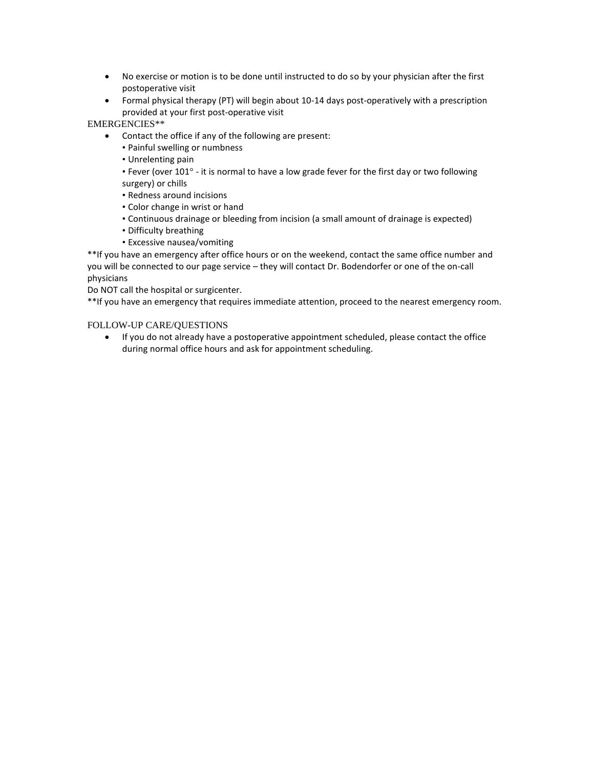- No exercise or motion is to be done until instructed to do so by your physician after the first postoperative visit
- Formal physical therapy (PT) will begin about 10-14 days post-operatively with a prescription provided at your first post-operative visit

## EMERGENCIES**

- Contact the office if any of the following are present:
  - Painful swelling or numbness
  - Unrelenting pain
  - Fever (over 101° - it is normal to have a low grade fever for the first day or two following surgery) or chills
  - Redness around incisions
  - Color change in wrist or hand
  - Continuous drainage or bleeding from incision (a small amount of drainage is expected)
  - Difficulty breathing
  - Excessive nausea/vomiting

**If you have an emergency after office hours or on the weekend, contact the same office number and you will be connected to our page service – they will contact Dr. Bodendorfer or one of the on-call physicians

Do NOT call the hospital or surgicenter.

**If you have an emergency that requires immediate attention, proceed to the nearest emergency room.

## FOLLOW-UP CARE/QUESTIONS

- If you do not already have a postoperative appointment scheduled, please contact the office during normal office hours and ask for appointment scheduling.